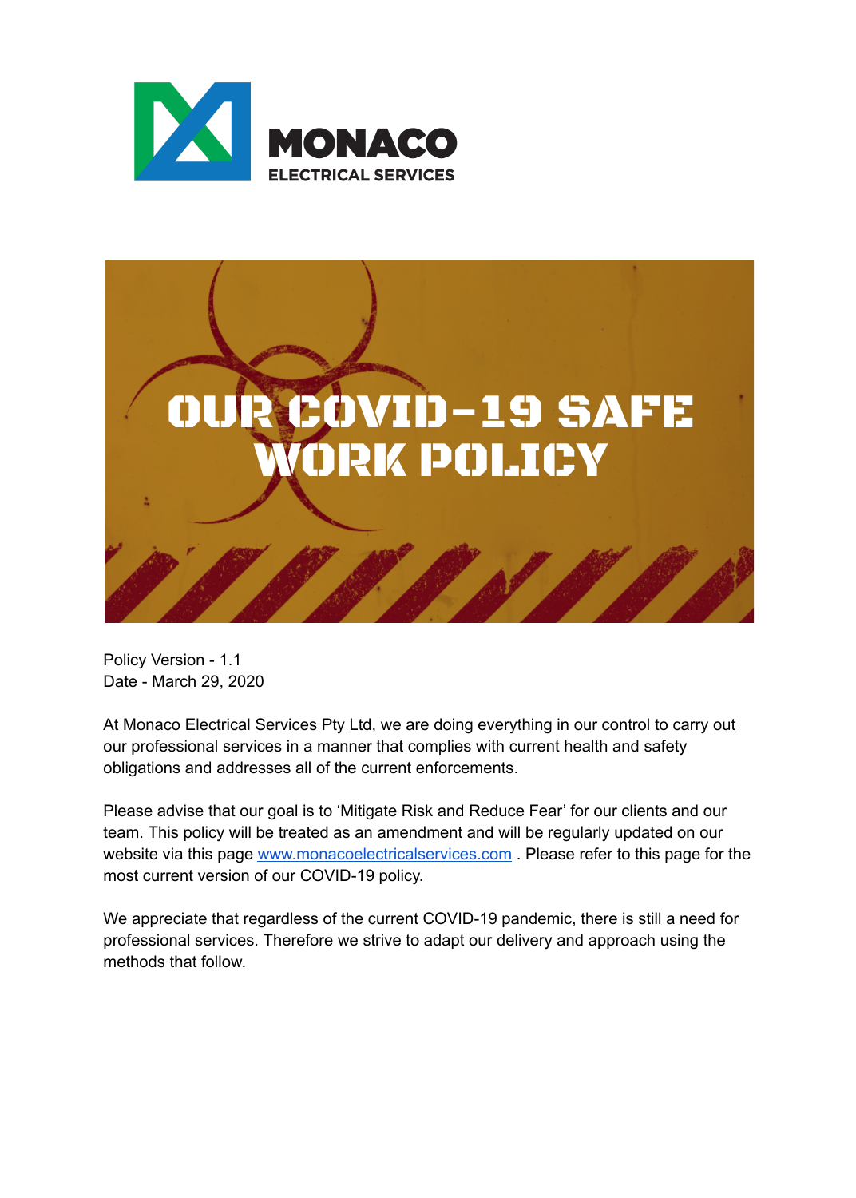MONACO
ELECTRICAL SERVICES

# OUR COVID-19 SAFE WORK POLICY

Policy Version - 1.1
Date - March 29, 2020

At Monaco Electrical Services Pty Ltd, we are doing everything in our control to carry out our professional services in a manner that complies with current health and safety obligations and addresses all of the current enforcements.

Please advise that our goal is to 'Mitigate Risk and Reduce Fear' for our clients and our team. This policy will be treated as an amendment and will be regularly updated on our website via this page [www.monacoelectricalservices.com](http://www.monacoelectricalservices.com) . Please refer to this page for the most current version of our COVID-19 policy.

We appreciate that regardless of the current COVID-19 pandemic, there is still a need for professional services. Therefore we strive to adapt our delivery and approach using the methods that follow.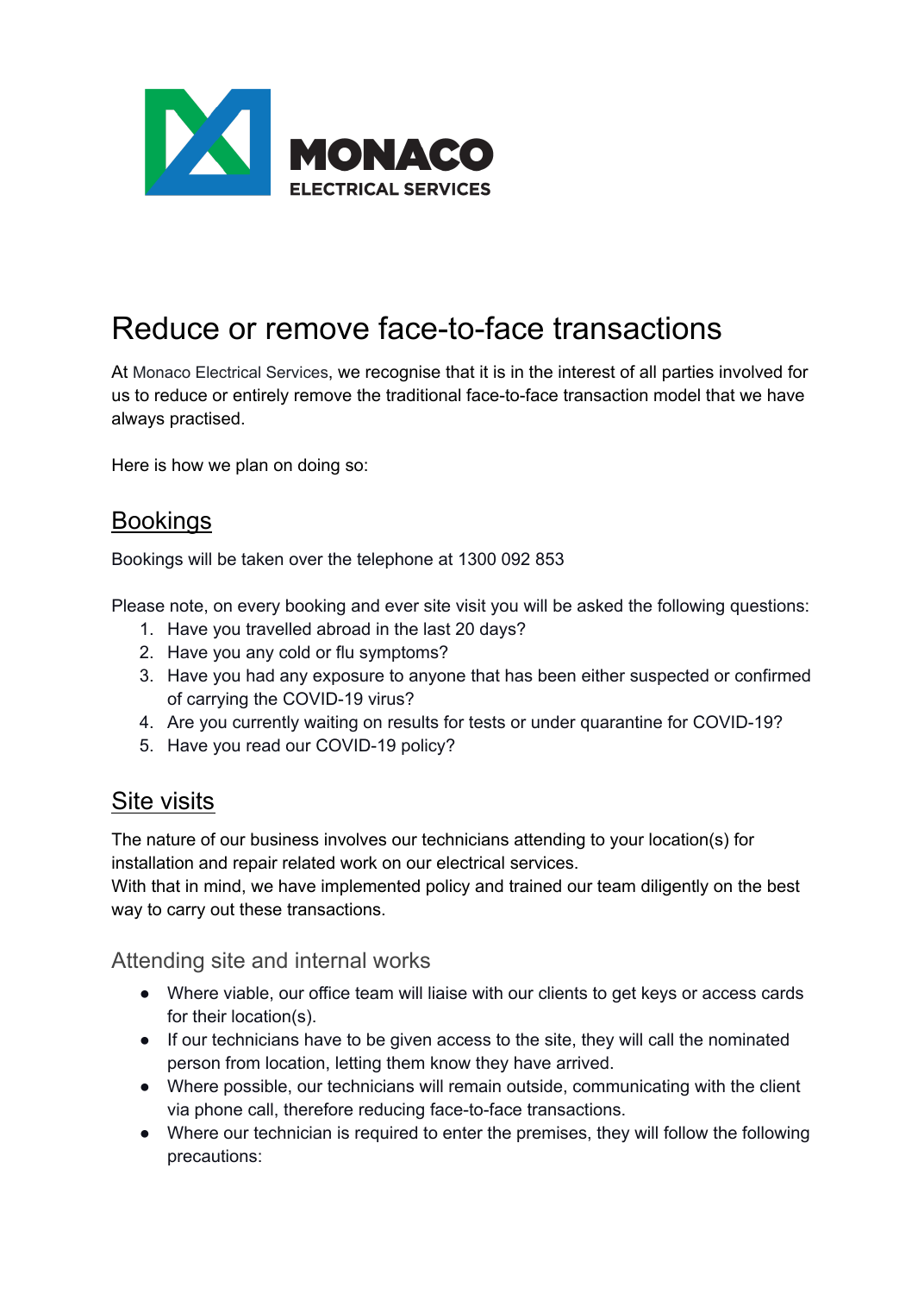MONACO ELECTRICAL SERVICES

# Reduce or remove face-to-face transactions

At Monaco Electrical Services, we recognise that it is in the interest of all parties involved for us to reduce or entirely remove the traditional face-to-face transaction model that we have always practised.

Here is how we plan on doing so:

## Bookings

Bookings will be taken over the telephone at 1300 092 853

Please note, on every booking and ever site visit you will be asked the following questions:

1. Have you travelled abroad in the last 20 days?
2. Have you any cold or flu symptoms?
3. Have you had any exposure to anyone that has been either suspected or confirmed of carrying the COVID-19 virus?
4. Are you currently waiting on results for tests or under quarantine for COVID-19?
5. Have you read our COVID-19 policy?

## Site visits

The nature of our business involves our technicians attending to your location(s) for installation and repair related work on our electrical services.
With that in mind, we have implemented policy and trained our team diligently on the best way to carry out these transactions.

### Attending site and internal works

- Where viable, our office team will liaise with our clients to get keys or access cards for their location(s).
- If our technicians have to be given access to the site, they will call the nominated person from location, letting them know they have arrived.
- Where possible, our technicians will remain outside, communicating with the client via phone call, therefore reducing face-to-face transactions.
- Where our technician is required to enter the premises, they will follow the following precautions: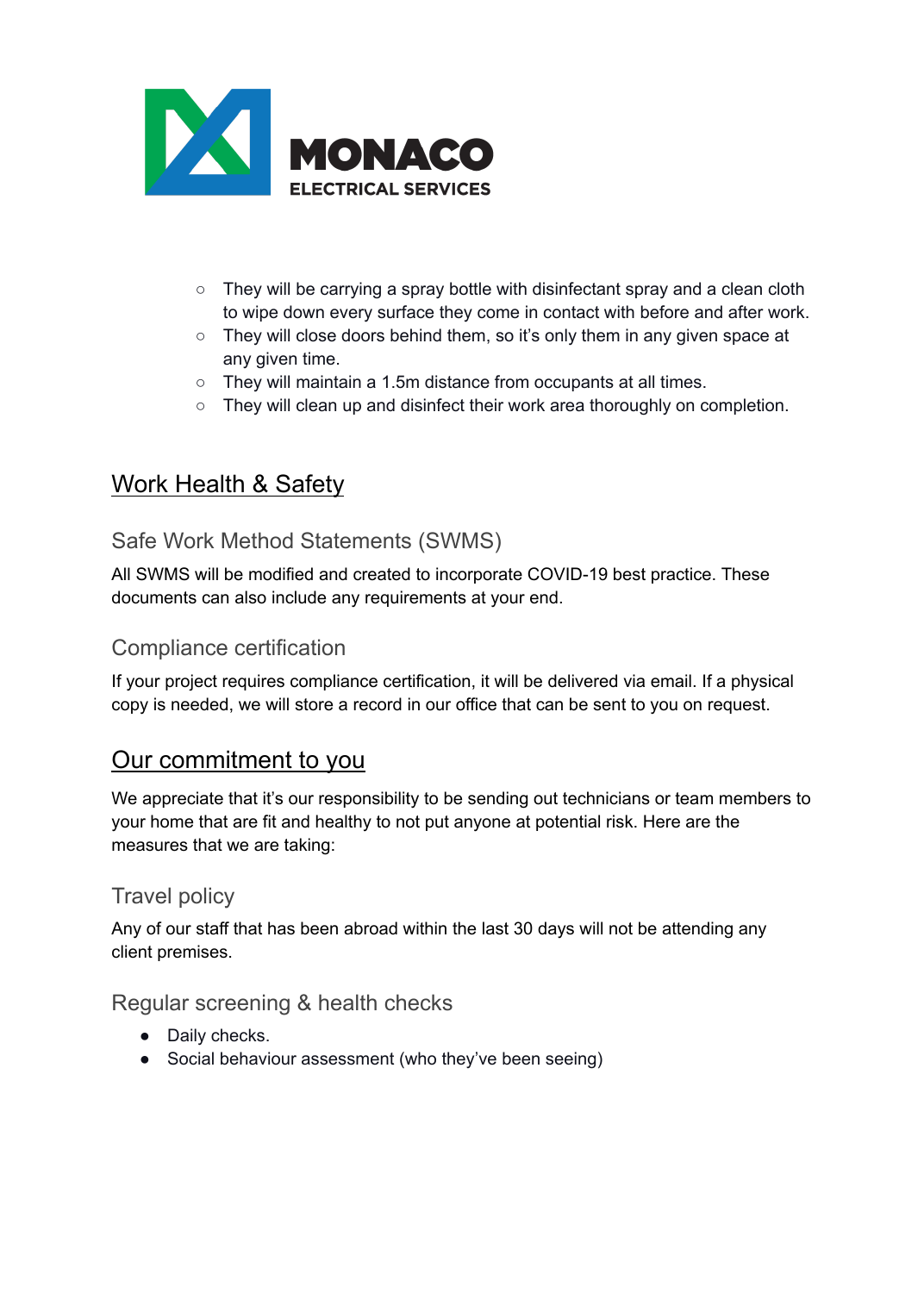- They will be carrying a spray bottle with disinfectant spray and a clean cloth to wipe down every surface they come in contact with before and after work.
- They will close doors behind them, so it's only them in any given space at any given time.
- They will maintain a 1.5m distance from occupants at all times.
- They will clean up and disinfect their work area thoroughly on completion.

## Work Health & Safety

### Safe Work Method Statements (SWMS)

All SWMS will be modified and created to incorporate COVID-19 best practice. These documents can also include any requirements at your end.

### Compliance certification

If your project requires compliance certification, it will be delivered via email. If a physical copy is needed, we will store a record in our office that can be sent to you on request.

## Our commitment to you

We appreciate that it's our responsibility to be sending out technicians or team members to your home that are fit and healthy to not put anyone at potential risk. Here are the measures that we are taking:

### Travel policy

Any of our staff that has been abroad within the last 30 days will not be attending any client premises.

### Regular screening & health checks

- Daily checks.
- Social behaviour assessment (who they've been seeing)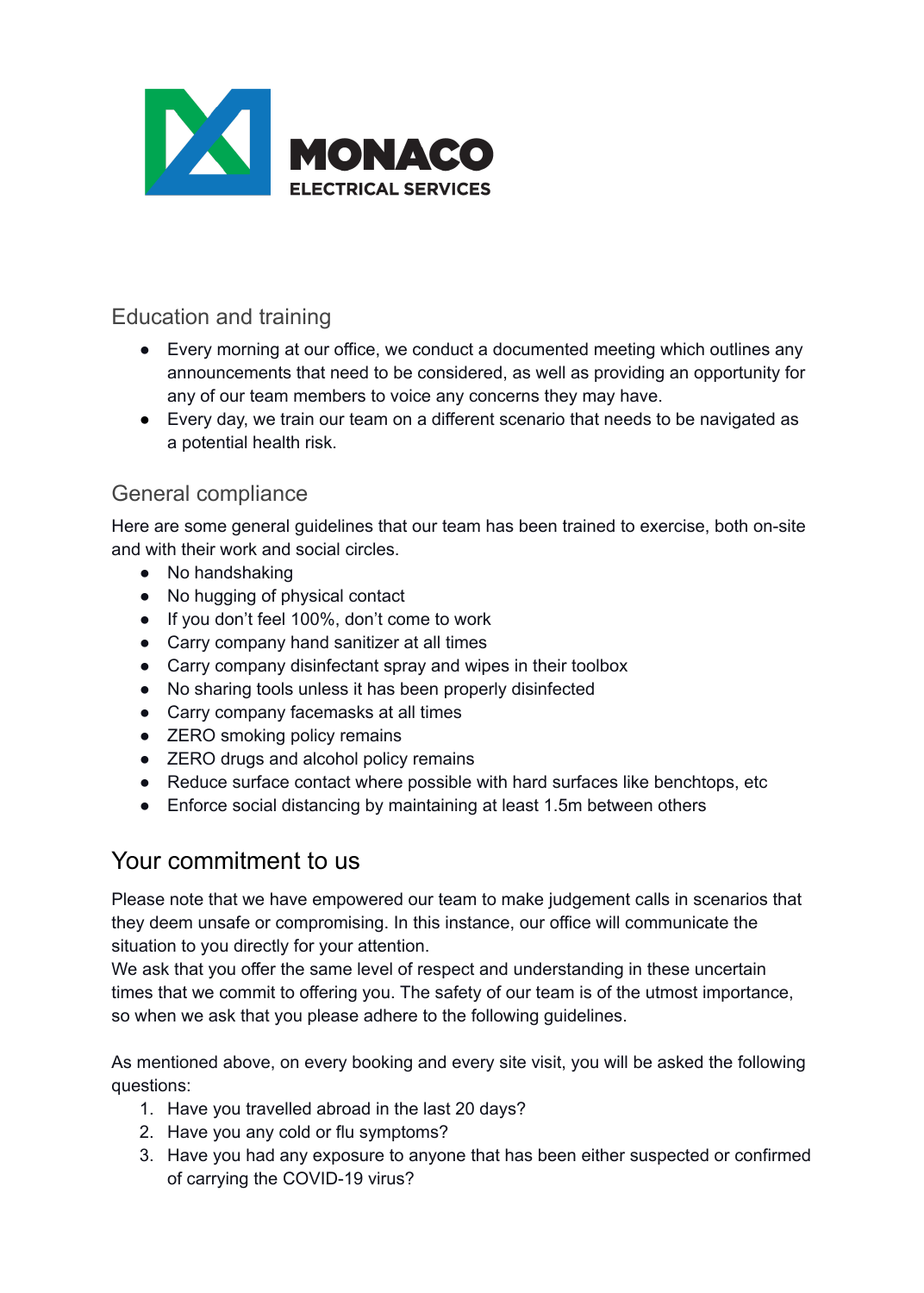## Education and training

- Every morning at our office, we conduct a documented meeting which outlines any announcements that need to be considered, as well as providing an opportunity for any of our team members to voice any concerns they may have.
- Every day, we train our team on a different scenario that needs to be navigated as a potential health risk.

## General compliance

Here are some general guidelines that our team has been trained to exercise, both on-site and with their work and social circles.

- No handshaking
- No hugging of physical contact
- If you don't feel 100%, don't come to work
- Carry company hand sanitizer at all times
- Carry company disinfectant spray and wipes in their toolbox
- No sharing tools unless it has been properly disinfected
- Carry company facemasks at all times
- ZERO smoking policy remains
- ZERO drugs and alcohol policy remains
- Reduce surface contact where possible with hard surfaces like benchtops, etc
- Enforce social distancing by maintaining at least 1.5m between others

# Your commitment to us

Please note that we have empowered our team to make judgement calls in scenarios that they deem unsafe or compromising. In this instance, our office will communicate the situation to you directly for your attention.
We ask that you offer the same level of respect and understanding in these uncertain times that we commit to offering you. The safety of our team is of the utmost importance, so when we ask that you please adhere to the following guidelines.

As mentioned above, on every booking and every site visit, you will be asked the following questions:

1. Have you travelled abroad in the last 20 days?
2. Have you any cold or flu symptoms?
3. Have you had any exposure to anyone that has been either suspected or confirmed of carrying the COVID-19 virus?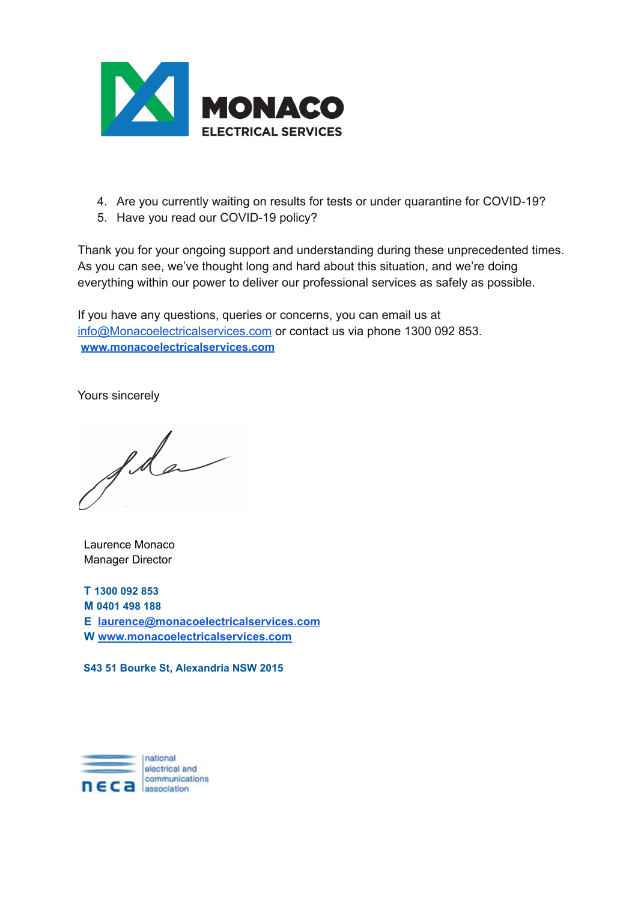**MONACO**
**ELECTRICAL SERVICES**

4. Are you currently waiting on results for tests or under quarantine for COVID-19?
5. Have you read our COVID-19 policy?

Thank you for your ongoing support and understanding during these unprecedented times. As you can see, we've thought long and hard about this situation, and we're doing everything within our power to deliver our professional services as safely as possible.

If you have any questions, queries or concerns, you can email us at info@Monacoelectricalservices.com or contact us via phone 1300 092 853.
**www.monacoelectricalservices.com**

Yours sincerely

Laurence Monaco
Manager Director

**T 1300 092 853**
**M 0401 498 188**
**E laurence@monacoelectricalservices.com**
**W www.monacoelectricalservices.com**

**S43 51 Bourke St, Alexandria NSW 2015**

neca national electrical and communications association